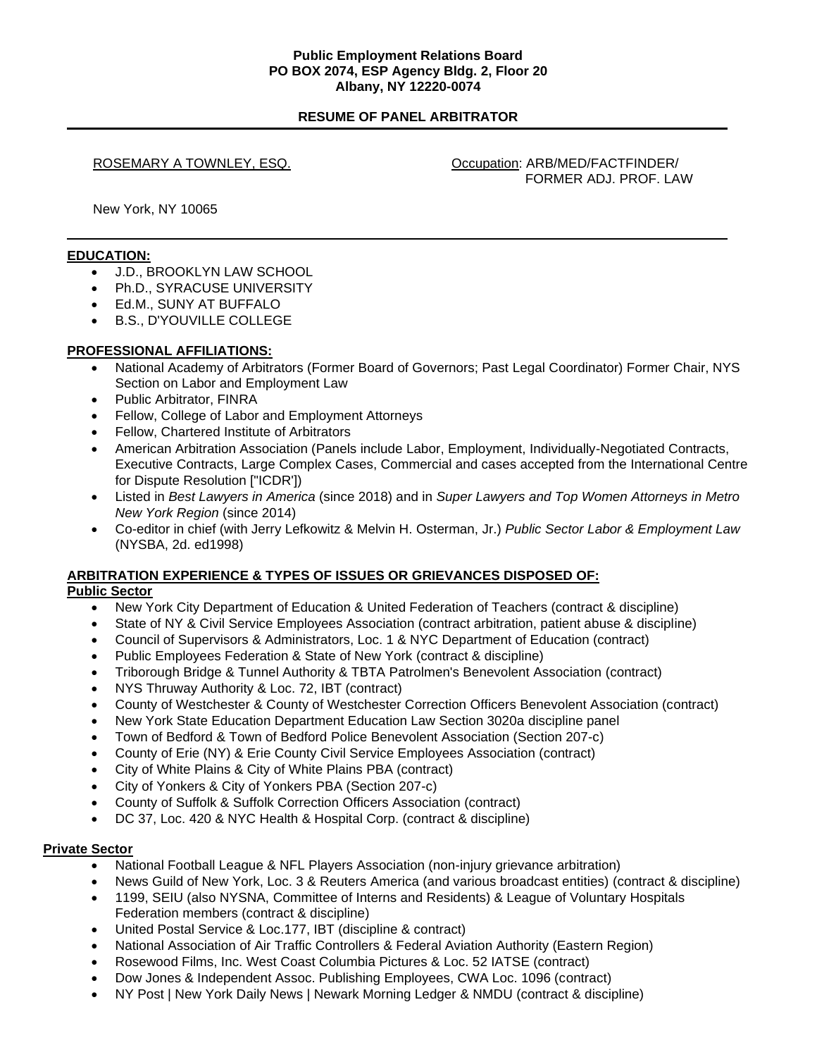**Public Employment Relations Board**
**PO BOX 2074, ESP Agency Bldg. 2, Floor 20**
**Albany, NY 12220-0074**

## RESUME OF PANEL ARBITRATOR

ROSEMARY A TOWNLEY, ESQ.

Occupation: ARB/MED/FACTFINDER/ FORMER ADJ. PROF. LAW

New York, NY 10065

---

### EDUCATION:

- J.D., BROOKLYN LAW SCHOOL
- Ph.D., SYRACUSE UNIVERSITY
- Ed.M., SUNY AT BUFFALO
- B.S., D'YOUVILLE COLLEGE

### PROFESSIONAL AFFILIATIONS:

- National Academy of Arbitrators (Former Board of Governors; Past Legal Coordinator) Former Chair, NYS Section on Labor and Employment Law
- Public Arbitrator, FINRA
- Fellow, College of Labor and Employment Attorneys
- Fellow, Chartered Institute of Arbitrators
- American Arbitration Association (Panels include Labor, Employment, Individually-Negotiated Contracts, Executive Contracts, Large Complex Cases, Commercial and cases accepted from the International Centre for Dispute Resolution ["ICDR'])
- Listed in *Best Lawyers in America* (since 2018) and in *Super Lawyers and Top Women Attorneys in Metro New York Region* (since 2014)
- Co-editor in chief (with Jerry Lefkowitz & Melvin H. Osterman, Jr.) *Public Sector Labor & Employment Law* (NYSBA, 2d. ed1998)

### ARBITRATION EXPERIENCE & TYPES OF ISSUES OR GRIEVANCES DISPOSED OF:

**Public Sector**

- New York City Department of Education & United Federation of Teachers (contract & discipline)
- State of NY & Civil Service Employees Association (contract arbitration, patient abuse & discipline)
- Council of Supervisors & Administrators, Loc. 1 & NYC Department of Education (contract)
- Public Employees Federation & State of New York (contract & discipline)
- Triborough Bridge & Tunnel Authority & TBTA Patrolmen's Benevolent Association (contract)
- NYS Thruway Authority & Loc. 72, IBT (contract)
- County of Westchester & County of Westchester Correction Officers Benevolent Association (contract)
- New York State Education Department Education Law Section 3020a discipline panel
- Town of Bedford & Town of Bedford Police Benevolent Association (Section 207-c)
- County of Erie (NY) & Erie County Civil Service Employees Association (contract)
- City of White Plains & City of White Plains PBA (contract)
- City of Yonkers & City of Yonkers PBA (Section 207-c)
- County of Suffolk & Suffolk Correction Officers Association (contract)
- DC 37, Loc. 420 & NYC Health & Hospital Corp. (contract & discipline)

**Private Sector**

- National Football League & NFL Players Association (non-injury grievance arbitration)
- News Guild of New York, Loc. 3 & Reuters America (and various broadcast entities) (contract & discipline)
- 1199, SEIU (also NYSNA, Committee of Interns and Residents) & League of Voluntary Hospitals Federation members (contract & discipline)
- United Postal Service & Loc.177, IBT (discipline & contract)
- National Association of Air Traffic Controllers & Federal Aviation Authority (Eastern Region)
- Rosewood Films, Inc. West Coast Columbia Pictures & Loc. 52 IATSE (contract)
- Dow Jones & Independent Assoc. Publishing Employees, CWA Loc. 1096 (contract)
- NY Post | New York Daily News | Newark Morning Ledger & NMDU (contract & discipline)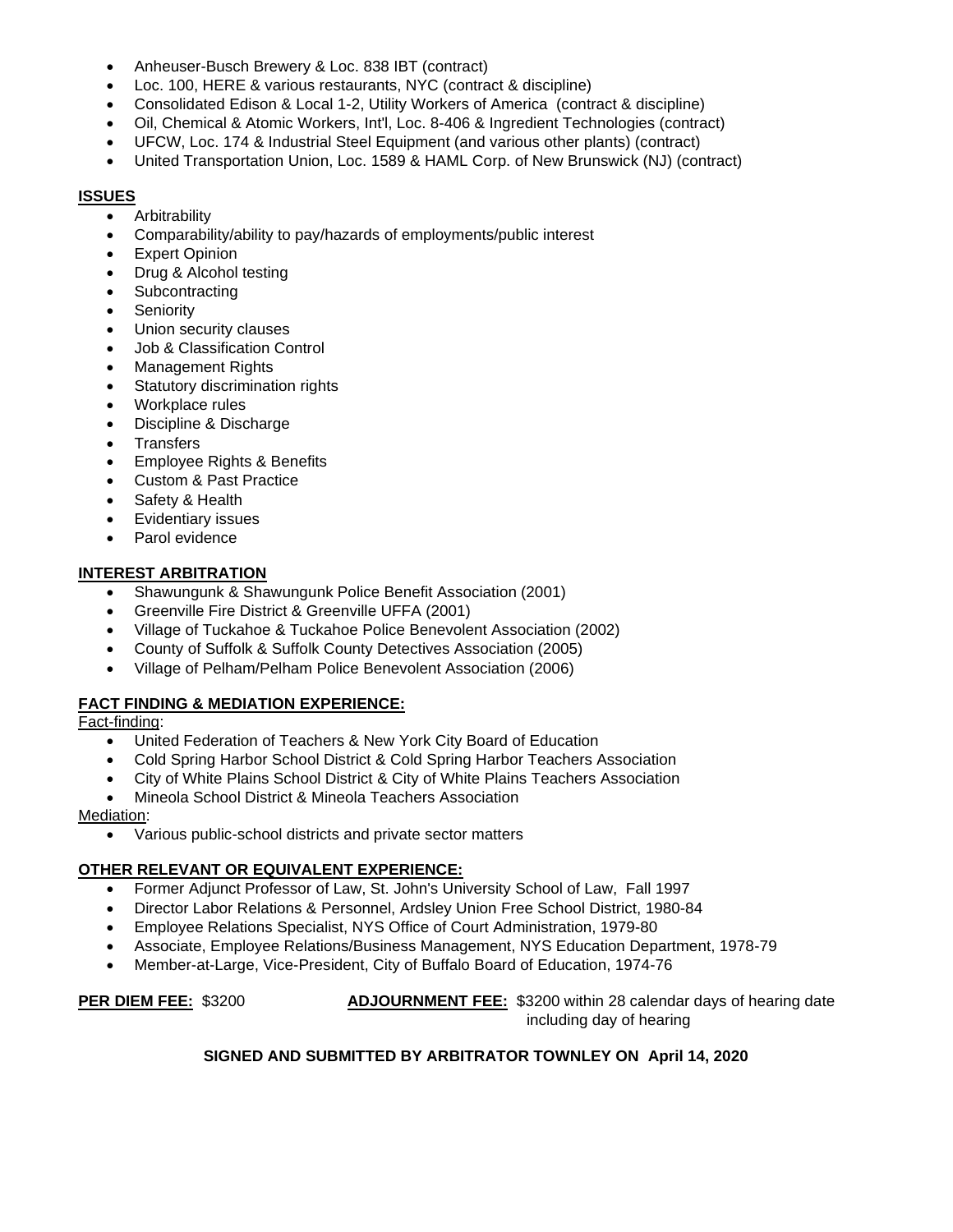- Anheuser-Busch Brewery & Loc. 838 IBT (contract)
- Loc. 100, HERE & various restaurants, NYC (contract & discipline)
- Consolidated Edison & Local 1-2, Utility Workers of America (contract & discipline)
- Oil, Chemical & Atomic Workers, Int'l, Loc. 8-406 & Ingredient Technologies (contract)
- UFCW, Loc. 174 & Industrial Steel Equipment (and various other plants) (contract)
- United Transportation Union, Loc. 1589 & HAML Corp. of New Brunswick (NJ) (contract)

**ISSUES**

- Arbitrability
- Comparability/ability to pay/hazards of employments/public interest
- Expert Opinion
- Drug & Alcohol testing
- Subcontracting
- Seniority
- Union security clauses
- Job & Classification Control
- Management Rights
- Statutory discrimination rights
- Workplace rules
- Discipline & Discharge
- Transfers
- Employee Rights & Benefits
- Custom & Past Practice
- Safety & Health
- Evidentiary issues
- Parol evidence

**INTEREST ARBITRATION**

- Shawungunk & Shawungunk Police Benefit Association (2001)
- Greenville Fire District & Greenville UFFA (2001)
- Village of Tuckahoe & Tuckahoe Police Benevolent Association (2002)
- County of Suffolk & Suffolk County Detectives Association (2005)
- Village of Pelham/Pelham Police Benevolent Association (2006)

**FACT FINDING & MEDIATION EXPERIENCE:**

Fact-finding:

- United Federation of Teachers & New York City Board of Education
- Cold Spring Harbor School District & Cold Spring Harbor Teachers Association
- City of White Plains School District & City of White Plains Teachers Association
- Mineola School District & Mineola Teachers Association

Mediation:

- Various public-school districts and private sector matters

**OTHER RELEVANT OR EQUIVALENT EXPERIENCE:**

- Former Adjunct Professor of Law, St. John's University School of Law, Fall 1997
- Director Labor Relations & Personnel, Ardsley Union Free School District, 1980-84
- Employee Relations Specialist, NYS Office of Court Administration, 1979-80
- Associate, Employee Relations/Business Management, NYS Education Department, 1978-79
- Member-at-Large, Vice-President, City of Buffalo Board of Education, 1974-76

**PER DIEM FEE:** $3200 **ADJOURNMENT FEE:** $3200 within 28 calendar days of hearing date including day of hearing

**SIGNED AND SUBMITTED BY ARBITRATOR TOWNLEY ON April 14, 2020**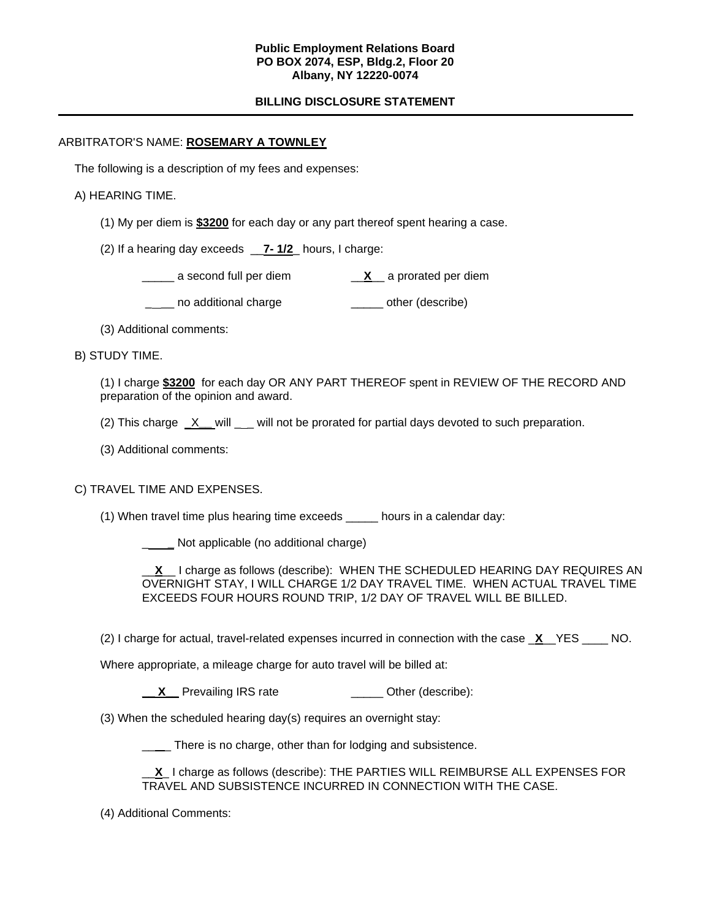**Public Employment Relations Board**
**PO BOX 2074, ESP, Bldg.2, Floor 20**
**Albany, NY 12220-0074**

**BILLING DISCLOSURE STATEMENT**

---

ARBITRATOR'S NAME: **ROSEMARY A TOWNLEY**

The following is a description of my fees and expenses:

A) HEARING TIME.

(1) My per diem is **$3200** for each day or any part thereof spent hearing a case.

(2) If a hearing day exceeds __**7- 1/2**_ hours, I charge:

_____ a second full per diem __**X**__ a prorated per diem

____ no additional charge _____ other (describe)

(3) Additional comments:

B) STUDY TIME.

(1) I charge **$3200** for each day OR ANY PART THEREOF spent in REVIEW OF THE RECORD AND preparation of the opinion and award.

(2) This charge _X__ will ___ will not be prorated for partial days devoted to such preparation.

(3) Additional comments:

C) TRAVEL TIME AND EXPENSES.

(1) When travel time plus hearing time exceeds _____ hours in a calendar day:

____ Not applicable (no additional charge)

__**X**__ I charge as follows (describe): WHEN THE SCHEDULED HEARING DAY REQUIRES AN OVERNIGHT STAY, I WILL CHARGE 1/2 DAY TRAVEL TIME. WHEN ACTUAL TRAVEL TIME EXCEEDS FOUR HOURS ROUND TRIP, 1/2 DAY OF TRAVEL WILL BE BILLED.

(2) I charge for actual, travel-related expenses incurred in connection with the case _**X**__YES ____ NO.

Where appropriate, a mileage charge for auto travel will be billed at:

__**X**__ Prevailing IRS rate _____ Other (describe):

(3) When the scheduled hearing day(s) requires an overnight stay:

____ There is no charge, other than for lodging and subsistence.

__**X**_ I charge as follows (describe): THE PARTIES WILL REIMBURSE ALL EXPENSES FOR TRAVEL AND SUBSISTENCE INCURRED IN CONNECTION WITH THE CASE.

(4) Additional Comments: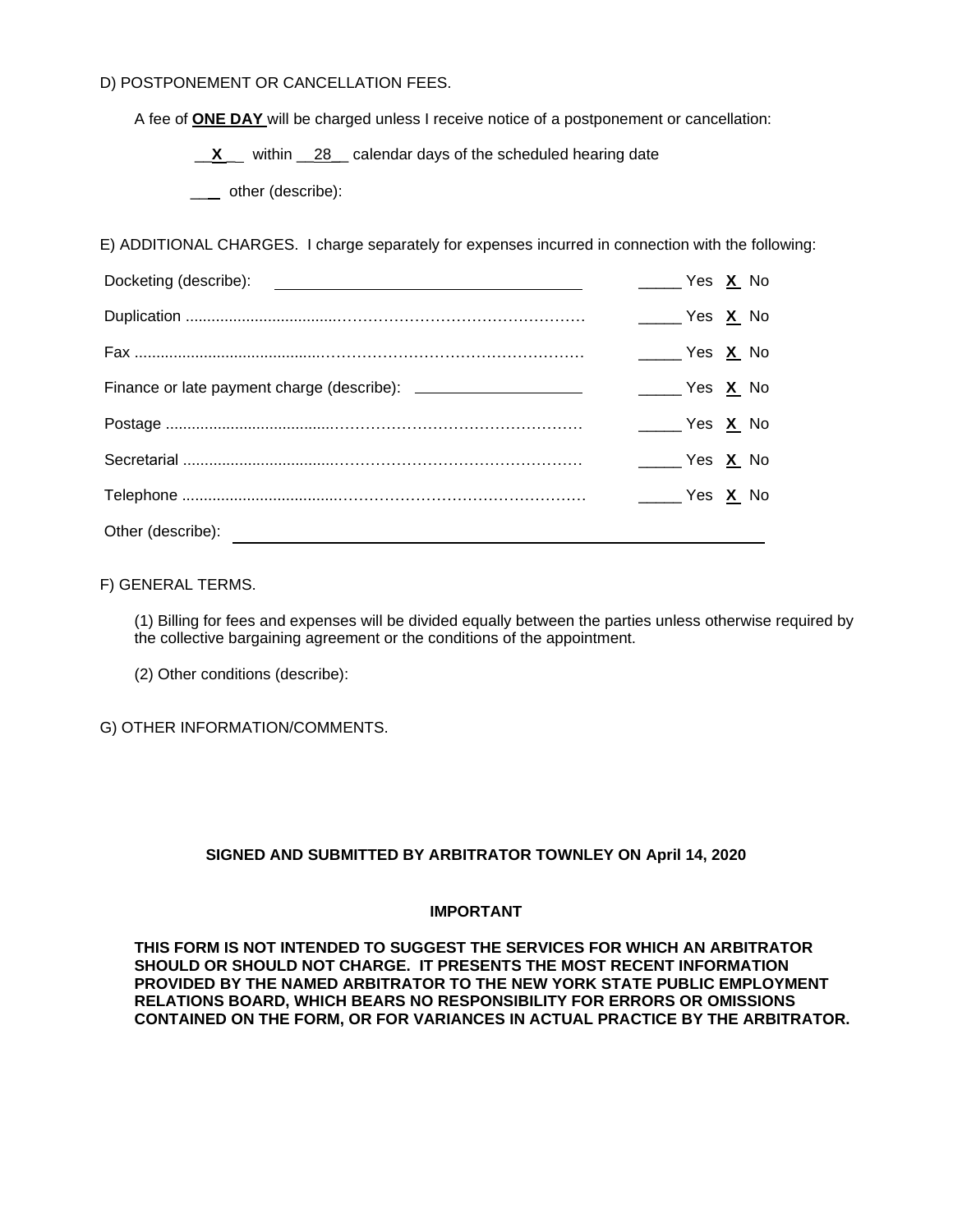D) POSTPONEMENT OR CANCELLATION FEES.

A fee of **ONE DAY** will be charged unless I receive notice of a postponement or cancellation:

__X__ within __28__ calendar days of the scheduled hearing date

___ other (describe):

E) ADDITIONAL CHARGES. I charge separately for expenses incurred in connection with the following:

| | |
|---|---|
| Docketing (describe): ______________________ | _____ Yes X No |
| Duplication ........................................................ | _____ Yes X No |
| Fax ........................................................ | _____ Yes X No |
| Finance or late payment charge (describe): ____________ | _____ Yes X No |
| Postage ........................................................ | _____ Yes X No |
| Secretarial ........................................................ | _____ Yes X No |
| Telephone ........................................................ | _____ Yes X No |
| Other (describe): ________________________________ | |

F) GENERAL TERMS.

(1) Billing for fees and expenses will be divided equally between the parties unless otherwise required by the collective bargaining agreement or the conditions of the appointment.

(2) Other conditions (describe):

G) OTHER INFORMATION/COMMENTS.

**SIGNED AND SUBMITTED BY ARBITRATOR TOWNLEY ON April 14, 2020**

**IMPORTANT**

**THIS FORM IS NOT INTENDED TO SUGGEST THE SERVICES FOR WHICH AN ARBITRATOR SHOULD OR SHOULD NOT CHARGE. IT PRESENTS THE MOST RECENT INFORMATION PROVIDED BY THE NAMED ARBITRATOR TO THE NEW YORK STATE PUBLIC EMPLOYMENT RELATIONS BOARD, WHICH BEARS NO RESPONSIBILITY FOR ERRORS OR OMISSIONS CONTAINED ON THE FORM, OR FOR VARIANCES IN ACTUAL PRACTICE BY THE ARBITRATOR.**